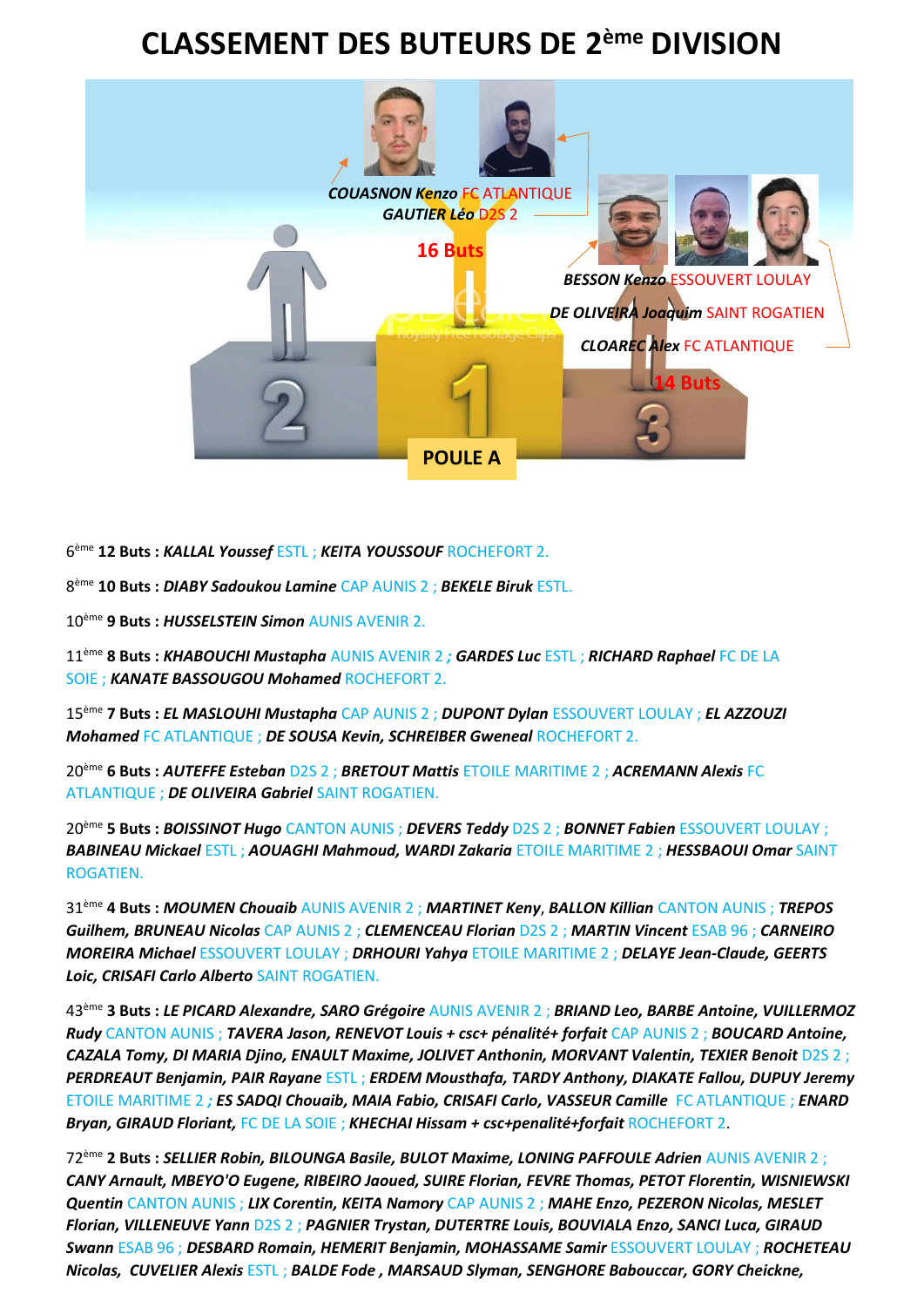# CLASSEMENT DES BUTEURS DE 2ème DIVISION

**COUASNON Kenzo** FC ATLANTIQUE
**GAUTIER Léo** D2S 2

**16 Buts**

**BESSON Kenzo** ESSOUVERT LOULAY
**DE OLIVEIRA Joaquim** SAINT ROGATIEN
**CLOAREC Alex** FC ATLANTIQUE

**14 Buts**

**POULE A**

6ème **12 Buts :** ***KALLAL Youssef*** ESTL ; ***KEITA YOUSSOUF*** ROCHEFORT 2.

8ème **10 Buts :** ***DIABY Sadoukou Lamine*** CAP AUNIS 2 ; ***BEKELE Biruk*** ESTL.

10ème **9 Buts :** ***HUSSELSTEIN Simon*** AUNIS AVENIR 2.

11ème **8 Buts :** ***KHABOUCHI Mustapha*** AUNIS AVENIR 2 ; ***GARDES Luc*** ESTL ; ***RICHARD Raphael*** FC DE LA SOIE ; ***KANATE BASSOUGOU Mohamed*** ROCHEFORT 2.

15ème **7 Buts :** ***EL MASLOUHI Mustapha*** CAP AUNIS 2 ; ***DUPONT Dylan*** ESSOUVERT LOULAY ; ***EL AZZOUZI Mohamed*** FC ATLANTIQUE ; ***DE SOUSA Kevin, SCHREIBER Gweneal*** ROCHEFORT 2.

20ème **6 Buts :** ***AUTEFFE Esteban*** D2S 2 ; ***BRETOUT Mattis*** ETOILE MARITIME 2 ; ***ACREMANN Alexis*** FC ATLANTIQUE ; ***DE OLIVEIRA Gabriel*** SAINT ROGATIEN.

20ème **5 Buts :** ***BOISSINOT Hugo*** CANTON AUNIS ; ***DEVERS Teddy*** D2S 2 ; ***BONNET Fabien*** ESSOUVERT LOULAY ; ***BABINEAU Mickael*** ESTL ; ***AOUAGHI Mahmoud, WARDI Zakaria*** ETOILE MARITIME 2 ; ***HESSBAOUI Omar*** SAINT ROGATIEN.

31ème **4 Buts :** ***MOUMEN Chouaib*** AUNIS AVENIR 2 ; ***MARTINET Keny***, ***BALLON Killian*** CANTON AUNIS ; ***TREPOS Guilhem, BRUNEAU Nicolas*** CAP AUNIS 2 ; ***CLEMENCEAU Florian*** D2S 2 ; ***MARTIN Vincent*** ESAB 96 ; ***CARNEIRO MOREIRA Michael*** ESSOUVERT LOULAY ; ***DRHOURI Yahya*** ETOILE MARITIME 2 ; ***DELAYE Jean-Claude, GEERTS Loic, CRISAFI Carlo Alberto*** SAINT ROGATIEN.

43ème **3 Buts :** ***LE PICARD Alexandre, SARO Grégoire*** AUNIS AVENIR 2 ; ***BRIAND Leo, BARBE Antoine, VUILLERMOZ Rudy*** CANTON AUNIS ; ***TAVERA Jason, RENEVOT Louis + csc+ pénalité+ forfait*** CAP AUNIS 2 ; ***BOUCARD Antoine, CAZALA Tomy, DI MARIA Djino, ENAULT Maxime, JOLIVET Anthonin, MORVANT Valentin, TEXIER Benoit*** D2S 2 ; ***PERDREAUT Benjamin, PAIR Rayane*** ESTL ; ***ERDEM Mousthafa, TARDY Anthony, DIAKATE Fallou, DUPUY Jeremy*** ETOILE MARITIME 2 ; ***ES SADQI Chouaib, MAIA Fabio, CRISAFI Carlo, VASSEUR Camille*** FC ATLANTIQUE ; ***ENARD Bryan, GIRAUD Floriant,*** FC DE LA SOIE ; ***KHECHAI Hissam + csc+penalité+forfait*** ROCHEFORT 2.

72ème **2 Buts :** ***SELLIER Robin, BILOUNGA Basile, BULOT Maxime, LONING PAFFOULE Adrien*** AUNIS AVENIR 2 ; ***CANY Arnault, MBEYO'O Eugene, RIBEIRO Jaoued, SUIRE Florian, FEVRE Thomas, PETOT Florentin, WISNIEWSKI Quentin*** CANTON AUNIS ; ***LIX Corentin, KEITA Namory*** CAP AUNIS 2 ; ***MAHE Enzo, PEZERON Nicolas, MESLET Florian, VILLENEUVE Yann*** D2S 2 ; ***PAGNIER Trystan, DUTERTRE Louis, BOUVIALA Enzo, SANCI Luca, GIRAUD Swann*** ESAB 96 ; ***DESBARD Romain, HEMERIT Benjamin, MOHASSAME Samir*** ESSOUVERT LOULAY ; ***ROCHETEAU Nicolas, CUVELIER Alexis*** ESTL ; ***BALDE Fode , MARSAUD Slyman, SENGHORE Babouccar, GORY Cheickne,***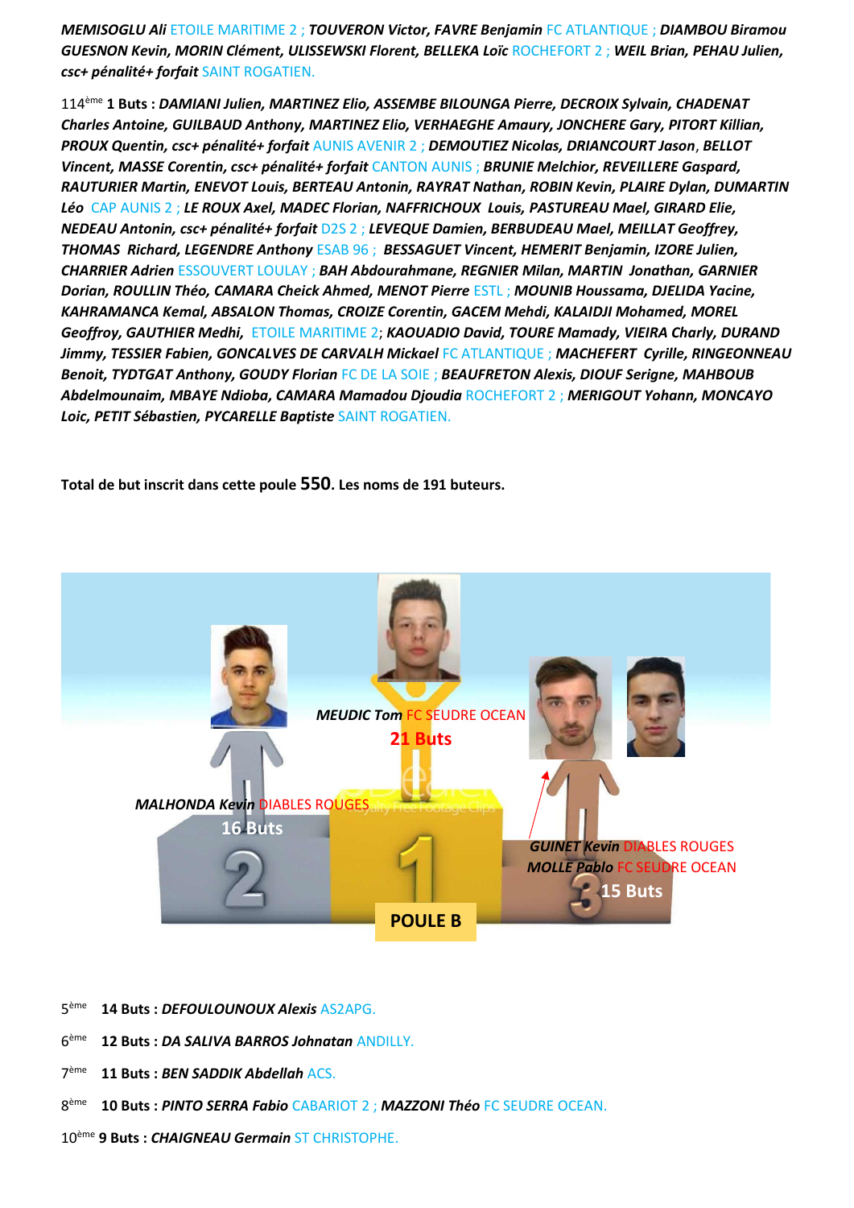***MEMISOGLU Ali*** ETOILE MARITIME 2 ; ***TOUVERON Victor, FAVRE Benjamin*** FC ATLANTIQUE ; ***DIAMBOU Biramou GUESNON Kevin, MORIN Clément, ULISSEWSKI Florent, BELLEKA Loïc*** ROCHEFORT 2 ; ***WEIL Brian, PEHAU Julien, csc+ pénalité+ forfait*** SAINT ROGATIEN.

114ème **1 Buts :** ***DAMIANI Julien, MARTINEZ Elio, ASSEMBE BILOUNGA Pierre, DECROIX Sylvain, CHADENAT Charles Antoine, GUILBAUD Anthony, MARTINEZ Elio, VERHAEGHE Amaury, JONCHERE Gary, PITORT Killian, PROUX Quentin, csc+ pénalité+ forfait*** AUNIS AVENIR 2 ; ***DEMOUTIEZ Nicolas, DRIANCOURT Jason***, ***BELLOT Vincent, MASSE Corentin, csc+ pénalité+ forfait*** CANTON AUNIS ; ***BRUNIE Melchior, REVEILLERE Gaspard, RAUTURIER Martin, ENEVOT Louis, BERTEAU Antonin, RAYRAT Nathan, ROBIN Kevin, PLAIRE Dylan, DUMARTIN Léo*** CAP AUNIS 2 ; ***LE ROUX Axel, MADEC Florian, NAFFRICHOUX Louis, PASTUREAU Mael, GIRARD Elie, NEDEAU Antonin, csc+ pénalité+ forfait*** D2S 2 ; ***LEVEQUE Damien, BERBUDEAU Mael, MEILLAT Geoffrey, THOMAS Richard, LEGENDRE Anthony*** ESAB 96 ; ***BESSAGUET Vincent, HEMERIT Benjamin, IZORE Julien, CHARRIER Adrien*** ESSOUVERT LOULAY ; ***BAH Abdourahmane, REGNIER Milan, MARTIN Jonathan, GARNIER Dorian, ROULLIN Théo, CAMARA Cheick Ahmed, MENOT Pierre*** ESTL ; ***MOUNIB Houssama, DJELIDA Yacine, KAHRAMANCA Kemal, ABSALON Thomas, CROIZE Corentin, GACEM Mehdi, KALAIDJI Mohamed, MOREL Geoffroy, GAUTHIER Medhi,*** ETOILE MARITIME 2; ***KAOUADIO David, TOURE Mamady, VIEIRA Charly, DURAND Jimmy, TESSIER Fabien, GONCALVES DE CARVALH Mickael*** FC ATLANTIQUE ; ***MACHEFERT Cyrille, RINGEONNEAU Benoit, TYDTGAT Anthony, GOUDY Florian*** FC DE LA SOIE ; ***BEAUFRETON Alexis, DIOUF Serigne, MAHBOUB Abdelmounaim, MBAYE Ndioba, CAMARA Mamadou Djoudia*** ROCHEFORT 2 ; ***MERIGOUT Yohann, MONCAYO Loic, PETIT Sébastien, PYCARELLE Baptiste*** SAINT ROGATIEN.

**Total de but inscrit dans cette poule 550. Les noms de 191 buteurs.**

***MEUDIC Tom*** FC SEUDRE OCEAN **21 Buts**

***MALHONDA Kevin*** DIABLES ROUGES **16 Buts**

***GUINET Kevin*** DIABLES ROUGES
***MOLLE Pablo*** FC SEUDRE OCEAN **15 Buts**

**POULE B**

5ème **14 Buts :** ***DEFOULOUNOUX Alexis*** AS2APG.

6ème **12 Buts :** ***DA SALIVA BARROS Johnatan*** ANDILLY.

7ème **11 Buts :** ***BEN SADDIK Abdellah*** ACS.

8ème **10 Buts :** ***PINTO SERRA Fabio*** CABARIOT 2 ; ***MAZZONI Théo*** FC SEUDRE OCEAN.

10ème **9 Buts :** ***CHAIGNEAU Germain*** ST CHRISTOPHE.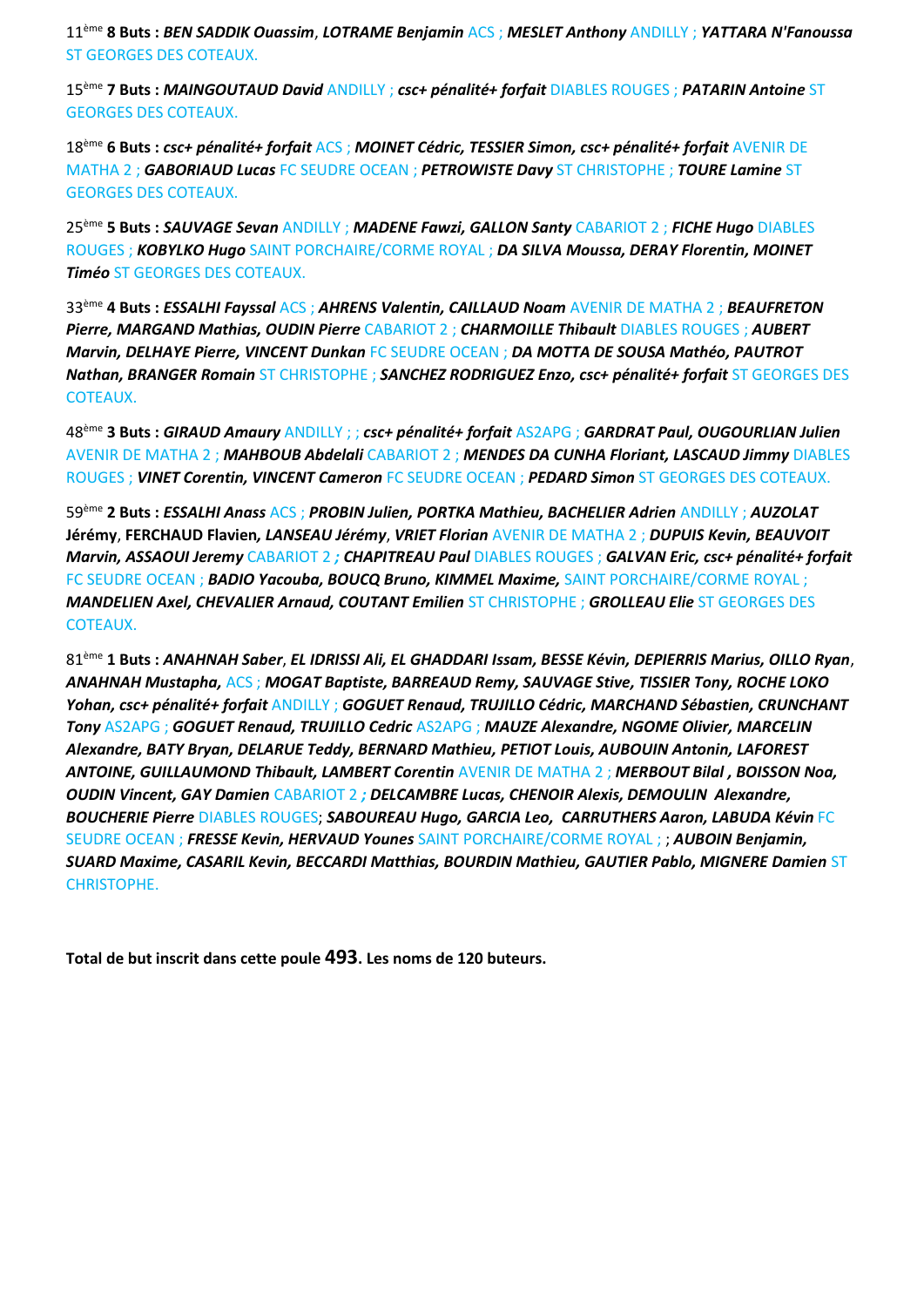11ème **8 Buts :** ***BEN SADDIK Ouassim***, ***LOTRAME Benjamin*** ACS ; ***MESLET Anthony*** ANDILLY ; ***YATTARA N'Fanoussa*** ST GEORGES DES COTEAUX.

15ème **7 Buts :** ***MAINGOUTAUD David*** ANDILLY ; ***csc+ pénalité+ forfait*** DIABLES ROUGES ; ***PATARIN Antoine*** ST GEORGES DES COTEAUX.

18ème **6 Buts :** ***csc+ pénalité+ forfait*** ACS ; ***MOINET Cédric, TESSIER Simon, csc+ pénalité+ forfait*** AVENIR DE MATHA 2 ; ***GABORIAUD Lucas*** FC SEUDRE OCEAN ; ***PETROWISTE Davy*** ST CHRISTOPHE ; ***TOURE Lamine*** ST GEORGES DES COTEAUX.

25ème **5 Buts :** ***SAUVAGE Sevan*** ANDILLY ; ***MADENE Fawzi, GALLON Santy*** CABARIOT 2 ; ***FICHE Hugo*** DIABLES ROUGES ; ***KOBYLKO Hugo*** SAINT PORCHAIRE/CORME ROYAL ; ***DA SILVA Moussa, DERAY Florentin, MOINET Timéo*** ST GEORGES DES COTEAUX.

33ème **4 Buts :** ***ESSALHI Fayssal*** ACS ; ***AHRENS Valentin, CAILLAUD Noam*** AVENIR DE MATHA 2 ; ***BEAUFRETON Pierre, MARGAND Mathias, OUDIN Pierre*** CABARIOT 2 ; ***CHARMOILLE Thibault*** DIABLES ROUGES ; ***AUBERT Marvin, DELHAYE Pierre, VINCENT Dunkan*** FC SEUDRE OCEAN ; ***DA MOTTA DE SOUSA Mathéo, PAUTROT Nathan, BRANGER Romain*** ST CHRISTOPHE ; ***SANCHEZ RODRIGUEZ Enzo, csc+ pénalité+ forfait*** ST GEORGES DES COTEAUX.

48ème **3 Buts :** ***GIRAUD Amaury*** ANDILLY ; ; ***csc+ pénalité+ forfait*** AS2APG ; ***GARDRAT Paul, OUGOURLIAN Julien*** AVENIR DE MATHA 2 ; ***MAHBOUB Abdelali*** CABARIOT 2 ; ***MENDES DA CUNHA Floriant, LASCAUD Jimmy*** DIABLES ROUGES ; ***VINET Corentin, VINCENT Cameron*** FC SEUDRE OCEAN ; ***PEDARD Simon*** ST GEORGES DES COTEAUX.

59ème **2 Buts :** ***ESSALHI Anass*** ACS ; ***PROBIN Julien, PORTKA Mathieu, BACHELIER Adrien*** ANDILLY ; ***AUZOLAT*** **Jérémy**, **FERCHAUD Flavien,** ***LANSEAU Jérémy***, ***VRIET Florian*** AVENIR DE MATHA 2 ; ***DUPUIS Kevin, BEAUVOIT Marvin, ASSAOUI Jeremy*** CABARIOT 2 ***;*** ***CHAPITREAU Paul*** DIABLES ROUGES ; ***GALVAN Eric, csc+ pénalité+ forfait*** FC SEUDRE OCEAN ; ***BADIO Yacouba, BOUCQ Bruno, KIMMEL Maxime,*** SAINT PORCHAIRE/CORME ROYAL ; ***MANDELIEN Axel, CHEVALIER Arnaud, COUTANT Emilien*** ST CHRISTOPHE ; ***GROLLEAU Elie*** ST GEORGES DES COTEAUX.

81ème **1 Buts :** ***ANAHNAH Saber***, ***EL IDRISSI Ali, EL GHADDARI Issam, BESSE Kévin, DEPIERRIS Marius, OILLO Ryan***, ***ANAHNAH Mustapha,*** ACS ; ***MOGAT Baptiste, BARREAUD Remy, SAUVAGE Stive, TISSIER Tony, ROCHE LOKO Yohan, csc+ pénalité+ forfait*** ANDILLY ; ***GOGUET Renaud, TRUJILLO Cédric, MARCHAND Sébastien, CRUNCHANT Tony*** AS2APG ; ***GOGUET Renaud, TRUJILLO Cedric*** AS2APG ; ***MAUZE Alexandre, NGOME Olivier, MARCELIN Alexandre, BATY Bryan, DELARUE Teddy, BERNARD Mathieu, PETIOT Louis, AUBOUIN Antonin, LAFOREST ANTOINE, GUILLAUMOND Thibault, LAMBERT Corentin*** AVENIR DE MATHA 2 ; ***MERBOUT Bilal , BOISSON Noa, OUDIN Vincent, GAY Damien*** CABARIOT 2 ***;*** ***DELCAMBRE Lucas, CHENOIR Alexis, DEMOULIN Alexandre, BOUCHERIE Pierre*** DIABLES ROUGES; ***SABOUREAU Hugo, GARCIA Leo, CARRUTHERS Aaron, LABUDA Kévin*** FC SEUDRE OCEAN ; ***FRESSE Kevin, HERVAUD Younes*** SAINT PORCHAIRE/CORME ROYAL ; ; ***AUBOIN Benjamin, SUARD Maxime, CASARIL Kevin, BECCARDI Matthias, BOURDIN Mathieu, GAUTIER Pablo, MIGNERE Damien*** ST CHRISTOPHE.

**Total de but inscrit dans cette poule 493. Les noms de 120 buteurs.**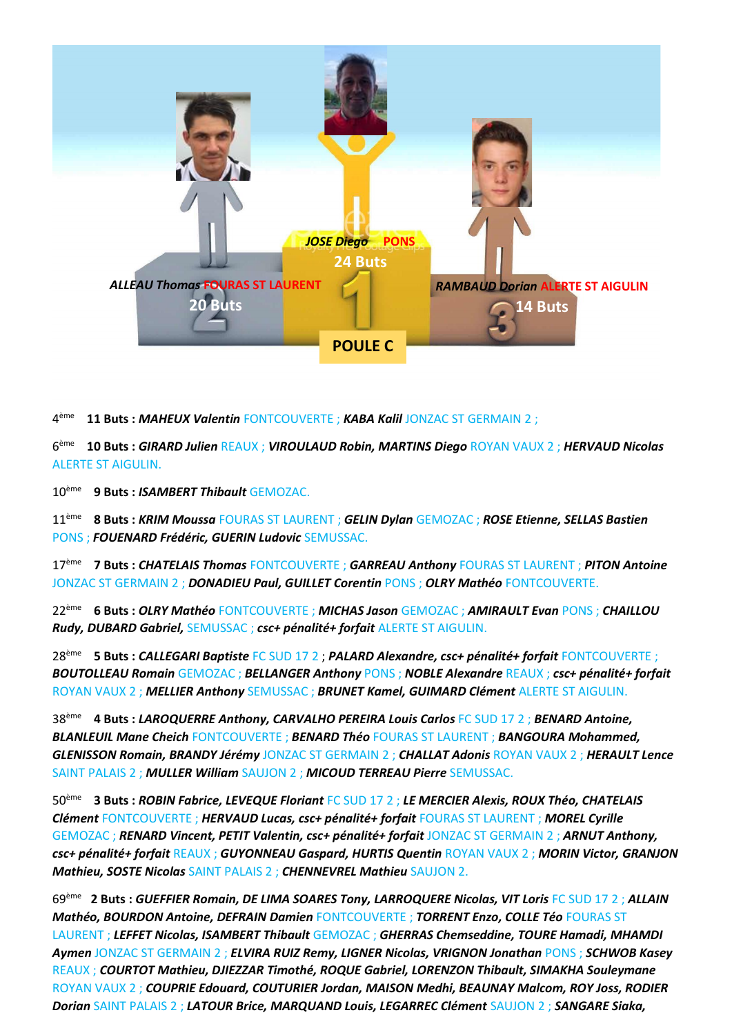**JOSE Diego** PONS
**24 Buts**

**ALLEAU Thomas** FOURAS ST LAURENT
**20 Buts**

**RAMBAUD Dorian** ALERTE ST AIGULIN
**14 Buts**

**POULE C**

4ème **11 Buts :** ***MAHEUX Valentin*** FONTCOUVERTE ; ***KABA Kalil*** JONZAC ST GERMAIN 2 ;

6ème **10 Buts :** ***GIRARD Julien*** REAUX ; ***VIROULAUD Robin, MARTINS Diego*** ROYAN VAUX 2 ; ***HERVAUD Nicolas*** ALERTE ST AIGULIN.

10ème **9 Buts :** ***ISAMBERT Thibault*** GEMOZAC.

11ème **8 Buts :** ***KRIM Moussa*** FOURAS ST LAURENT ; ***GELIN Dylan*** GEMOZAC ; ***ROSE Etienne, SELLAS Bastien*** PONS ; ***FOUENARD Frédéric, GUERIN Ludovic*** SEMUSSAC.

17ème **7 Buts :** ***CHATELAIS Thomas*** FONTCOUVERTE ; ***GARREAU Anthony*** FOURAS ST LAURENT ; ***PITON Antoine*** JONZAC ST GERMAIN 2 ; ***DONADIEU Paul, GUILLET Corentin*** PONS ; ***OLRY Mathéo*** FONTCOUVERTE.

22ème **6 Buts :** ***OLRY Mathéo*** FONTCOUVERTE ; ***MICHAS Jason*** GEMOZAC ; ***AMIRAULT Evan*** PONS ; ***CHAILLOU Rudy, DUBARD Gabriel,*** SEMUSSAC ; ***csc+ pénalité+ forfait*** ALERTE ST AIGULIN.

28ème **5 Buts :** ***CALLEGARI Baptiste*** FC SUD 17 2 ; ***PALARD Alexandre, csc+ pénalité+ forfait*** FONTCOUVERTE ; ***BOUTOLLEAU Romain*** GEMOZAC ; ***BELLANGER Anthony*** PONS ; ***NOBLE Alexandre*** REAUX ; ***csc+ pénalité+ forfait*** ROYAN VAUX 2 ; ***MELLIER Anthony*** SEMUSSAC ; ***BRUNET Kamel, GUIMARD Clément*** ALERTE ST AIGULIN.

38ème **4 Buts :** ***LAROQUERRE Anthony, CARVALHO PEREIRA Louis Carlos*** FC SUD 17 2 ; ***BENARD Antoine, BLANLEUIL Mane Cheich*** FONTCOUVERTE ; ***BENARD Théo*** FOURAS ST LAURENT ; ***BANGOURA Mohammed, GLENISSON Romain, BRANDY Jérémy*** JONZAC ST GERMAIN 2 ; ***CHALLAT Adonis*** ROYAN VAUX 2 ; ***HERAULT Lence*** SAINT PALAIS 2 ; ***MULLER William*** SAUJON 2 ; ***MICOUD TERREAU Pierre*** SEMUSSAC.

50ème **3 Buts :** ***ROBIN Fabrice, LEVEQUE Floriant*** FC SUD 17 2 ; ***LE MERCIER Alexis, ROUX Théo, CHATELAIS Clément*** FONTCOUVERTE ; ***HERVAUD Lucas, csc+ pénalité+ forfait*** FOURAS ST LAURENT ; ***MOREL Cyrille*** GEMOZAC ; ***RENARD Vincent, PETIT Valentin, csc+ pénalité+ forfait*** JONZAC ST GERMAIN 2 ; ***ARNUT Anthony, csc+ pénalité+ forfait*** REAUX ; ***GUYONNEAU Gaspard, HURTIS Quentin*** ROYAN VAUX 2 ; ***MORIN Victor, GRANJON Mathieu, SOSTE Nicolas*** SAINT PALAIS 2 ; ***CHENNEVREL Mathieu*** SAUJON 2.

69ème **2 Buts :** ***GUEFFIER Romain, DE LIMA SOARES Tony, LARROQUERE Nicolas, VIT Loris*** FC SUD 17 2 ; ***ALLAIN Mathéo, BOURDON Antoine, DEFRAIN Damien*** FONTCOUVERTE ; ***TORRENT Enzo, COLLE Téo*** FOURAS ST LAURENT ; ***LEFFET Nicolas, ISAMBERT Thibault*** GEMOZAC ; ***GHERRAS Chemseddine, TOURE Hamadi, MHAMDI Aymen*** JONZAC ST GERMAIN 2 ; ***ELVIRA RUIZ Remy, LIGNER Nicolas, VRIGNON Jonathan*** PONS ; ***SCHWOB Kasey*** REAUX ; ***COURTOT Mathieu, DJIEZZAR Timothé, ROQUE Gabriel, LORENZON Thibault, SIMAKHA Souleymane*** ROYAN VAUX 2 ; ***COUPRIE Edouard, COUTURIER Jordan, MAISON Medhi, BEAUNAY Malcom, ROY Joss, RODIER Dorian*** SAINT PALAIS 2 ; ***LATOUR Brice, MARQUAND Louis, LEGARREC Clément*** SAUJON 2 ; ***SANGARE Siaka,***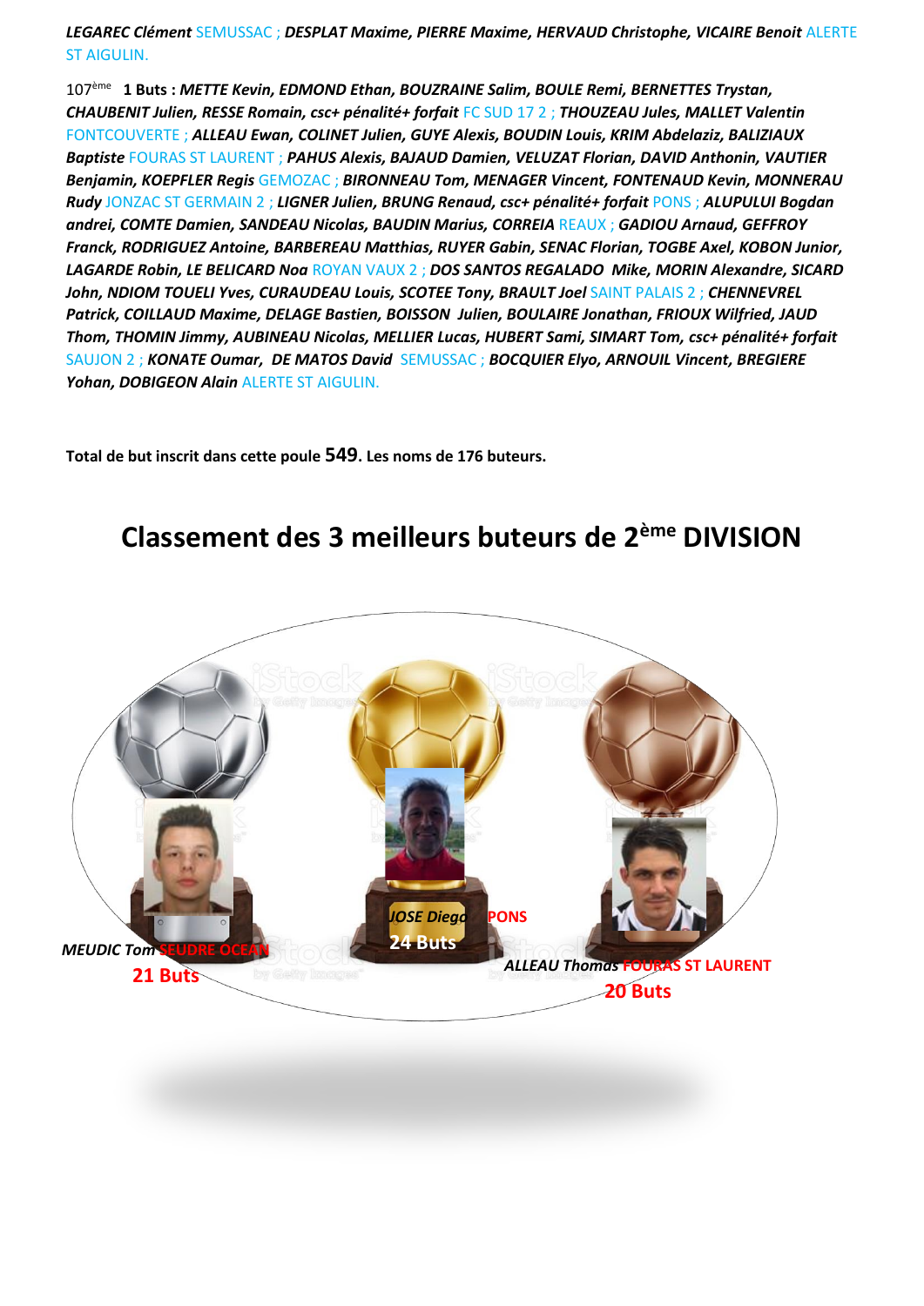***LEGAREC Clément*** SEMUSSAC ; ***DESPLAT Maxime, PIERRE Maxime, HERVAUD Christophe, VICAIRE Benoit*** ALERTE ST AIGULIN.

107ème **1 Buts :** ***METTE Kevin, EDMOND Ethan, BOUZRAINE Salim, BOULE Remi, BERNETTES Trystan, CHAUBENIT Julien, RESSE Romain, csc+ pénalité+ forfait*** FC SUD 17 2 ; ***THOUZEAU Jules, MALLET Valentin*** FONTCOUVERTE ; ***ALLEAU Ewan, COLINET Julien, GUYE Alexis, BOUDIN Louis, KRIM Abdelaziz, BALIZIAUX Baptiste*** FOURAS ST LAURENT ; ***PAHUS Alexis, BAJAUD Damien, VELUZAT Florian, DAVID Anthonin, VAUTIER Benjamin, KOEPFLER Regis*** GEMOZAC ; ***BIRONNEAU Tom, MENAGER Vincent, FONTENAUD Kevin, MONNERAU Rudy*** JONZAC ST GERMAIN 2 ; ***LIGNER Julien, BRUNG Renaud, csc+ pénalité+ forfait*** PONS ; ***ALUPULUI Bogdan andrei, COMTE Damien, SANDEAU Nicolas, BAUDIN Marius, CORREIA*** REAUX ; ***GADIOU Arnaud, GEFFROY Franck, RODRIGUEZ Antoine, BARBEREAU Matthias, RUYER Gabin, SENAC Florian, TOGBE Axel, KOBON Junior, LAGARDE Robin, LE BELICARD Noa*** ROYAN VAUX 2 ; ***DOS SANTOS REGALADO Mike, MORIN Alexandre, SICARD John, NDIOM TOUELI Yves, CURAUDEAU Louis, SCOTEE Tony, BRAULT Joel*** SAINT PALAIS 2 ; ***CHENNEVREL Patrick, COILLAUD Maxime, DELAGE Bastien, BOISSON Julien, BOULAIRE Jonathan, FRIOUX Wilfried, JAUD Thom, THOMIN Jimmy, AUBINEAU Nicolas, MELLIER Lucas, HUBERT Sami, SIMART Tom, csc+ pénalité+ forfait*** SAUJON 2 ; ***KONATE Oumar, DE MATOS David*** SEMUSSAC ; ***BOCQUIER Elyo, ARNOUIL Vincent, BREGIERE Yohan, DOBIGEON Alain*** ALERTE ST AIGULIN.

**Total de but inscrit dans cette poule 549. Les noms de 176 buteurs.**

# Classement des 3 meilleurs buteurs de 2ème DIVISION

***JOSE Diego*** **PONS**
**24 Buts**

***MEUDIC Tom*** **SEUDRE OCEAN**
**21 Buts**

***ALLEAU Thomas*** **FOURAS ST LAURENT**
**20 Buts**